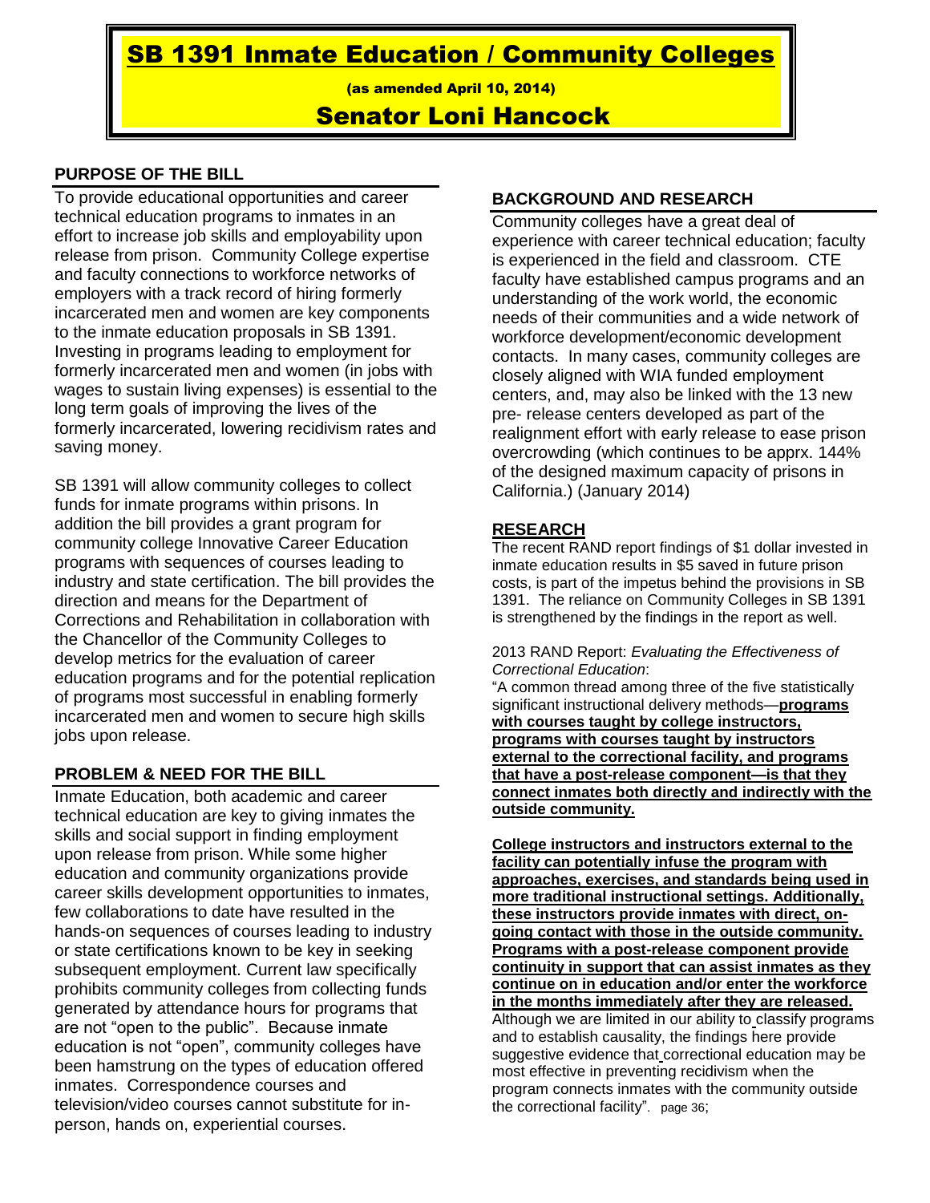# SB 1391 Inmate Education / Community Colleges

(as amended April 10, 2014)

## Senator Loni Hancock

### PURPOSE OF THE BILL

To provide educational opportunities and career technical education programs to inmates in an effort to increase job skills and employability upon release from prison. Community College expertise and faculty connections to workforce networks of employers with a track record of hiring formerly incarcerated men and women are key components to the inmate education proposals in SB 1391. Investing in programs leading to employment for formerly incarcerated men and women (in jobs with wages to sustain living expenses) is essential to the long term goals of improving the lives of the formerly incarcerated, lowering recidivism rates and saving money.

SB 1391 will allow community colleges to collect funds for inmate programs within prisons. In addition the bill provides a grant program for community college Innovative Career Education programs with sequences of courses leading to industry and state certification. The bill provides the direction and means for the Department of Corrections and Rehabilitation in collaboration with the Chancellor of the Community Colleges to develop metrics for the evaluation of career education programs and for the potential replication of programs most successful in enabling formerly incarcerated men and women to secure high skills jobs upon release.

### PROBLEM & NEED FOR THE BILL

Inmate Education, both academic and career technical education are key to giving inmates the skills and social support in finding employment upon release from prison. While some higher education and community organizations provide career skills development opportunities to inmates, few collaborations to date have resulted in the hands-on sequences of courses leading to industry or state certifications known to be key in seeking subsequent employment. Current law specifically prohibits community colleges from collecting funds generated by attendance hours for programs that are not "open to the public". Because inmate education is not "open", community colleges have been hamstrung on the types of education offered inmates. Correspondence courses and television/video courses cannot substitute for in-person, hands on, experiential courses.

### BACKGROUND AND RESEARCH

Community colleges have a great deal of experience with career technical education; faculty is experienced in the field and classroom. CTE faculty have established campus programs and an understanding of the work world, the economic needs of their communities and a wide network of workforce development/economic development contacts. In many cases, community colleges are closely aligned with WIA funded employment centers, and, may also be linked with the 13 new pre- release centers developed as part of the realignment effort with early release to ease prison overcrowding (which continues to be apprx. 144% of the designed maximum capacity of prisons in California.) (January 2014)

### RESEARCH

The recent RAND report findings of $1 dollar invested in inmate education results in $5 saved in future prison costs, is part of the impetus behind the provisions in SB 1391. The reliance on Community Colleges in SB 1391 is strengthened by the findings in the report as well.

2013 RAND Report: *Evaluating the Effectiveness of Correctional Education*:

"A common thread among three of the five statistically significant instructional delivery methods—**programs with courses taught by college instructors, programs with courses taught by instructors external to the correctional facility, and programs that have a post-release component—is that they connect inmates both directly and indirectly with the outside community.**

**College instructors and instructors external to the facility can potentially infuse the program with approaches, exercises, and standards being used in more traditional instructional settings. Additionally, these instructors provide inmates with direct, on-going contact with those in the outside community. Programs with a post-release component provide continuity in support that can assist inmates as they continue on in education and/or enter the workforce in the months immediately after they are released.** Although we are limited in our ability to classify programs and to establish causality, the findings here provide suggestive evidence that correctional education may be most effective in preventing recidivism when the program connects inmates with the community outside the correctional facility". page 36;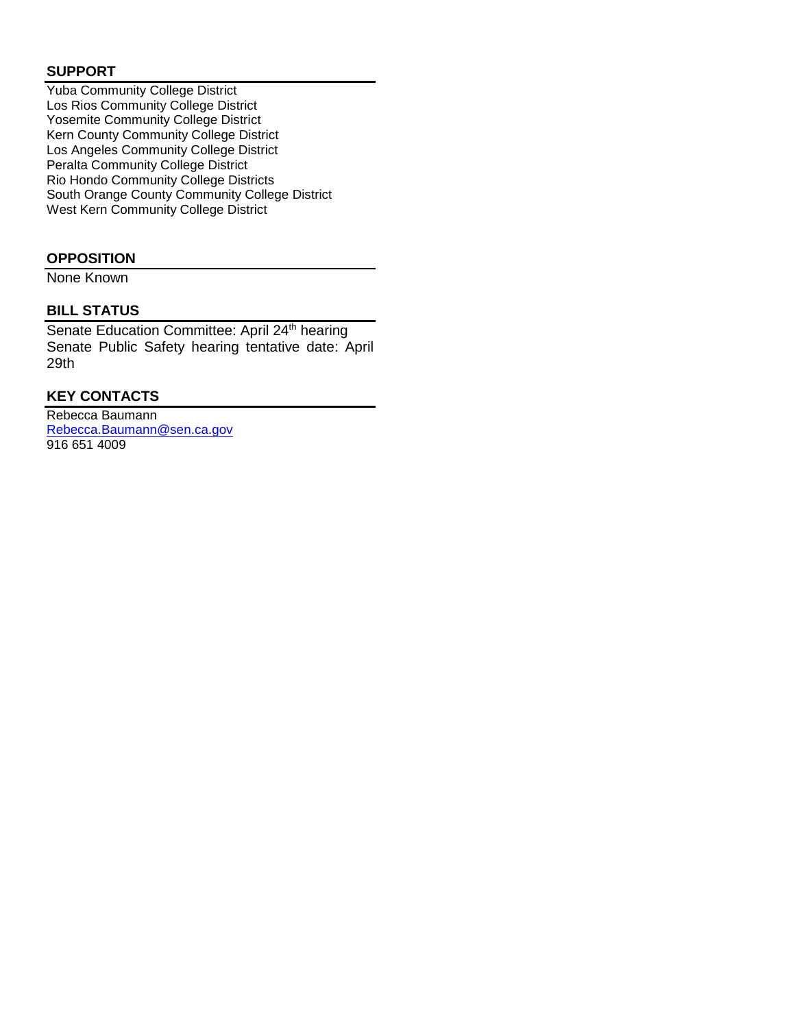## SUPPORT

Yuba Community College District
Los Rios Community College District
Yosemite Community College District
Kern County Community College District
Los Angeles Community College District
Peralta Community College District
Rio Hondo Community College Districts
South Orange County Community College District
West Kern Community College District

## OPPOSITION

None Known

## BILL STATUS

Senate Education Committee: April 24th hearing
Senate Public Safety hearing tentative date: April 29th

## KEY CONTACTS

Rebecca Baumann
Rebecca.Baumann@sen.ca.gov
916 651 4009